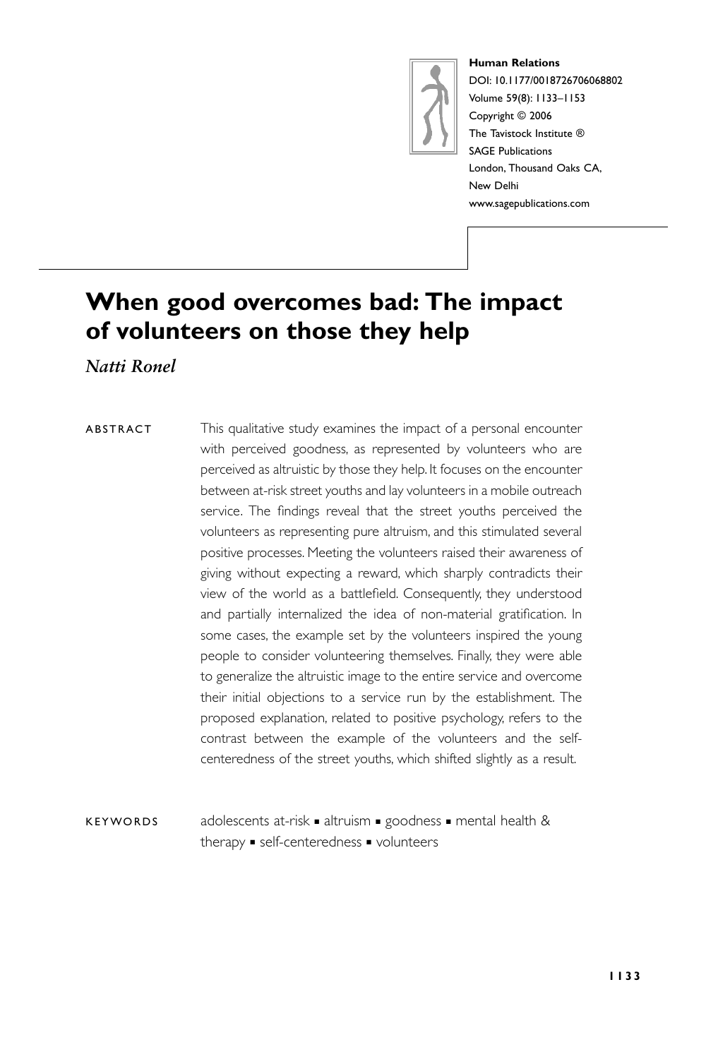**Human Relations**
DOI: 10.1177/0018726706068802
Volume 59(8): 1133–1153
Copyright © 2006
The Tavistock Institute ®
SAGE Publications
London, Thousand Oaks CA,
New Delhi
www.sagepublications.com

# When good overcomes bad: The impact of volunteers on those they help

*Natti Ronel*

ABSTRACT This qualitative study examines the impact of a personal encounter with perceived goodness, as represented by volunteers who are perceived as altruistic by those they help. It focuses on the encounter between at-risk street youths and lay volunteers in a mobile outreach service. The findings reveal that the street youths perceived the volunteers as representing pure altruism, and this stimulated several positive processes. Meeting the volunteers raised their awareness of giving without expecting a reward, which sharply contradicts their view of the world as a battlefield. Consequently, they understood and partially internalized the idea of non-material gratification. In some cases, the example set by the volunteers inspired the young people to consider volunteering themselves. Finally, they were able to generalize the altruistic image to the entire service and overcome their initial objections to a service run by the establishment. The proposed explanation, related to positive psychology, refers to the contrast between the example of the volunteers and the self-centeredness of the street youths, which shifted slightly as a result.

KEYWORDS adolescents at-risk ▪ altruism ▪ goodness ▪ mental health & therapy ▪ self-centeredness ▪ volunteers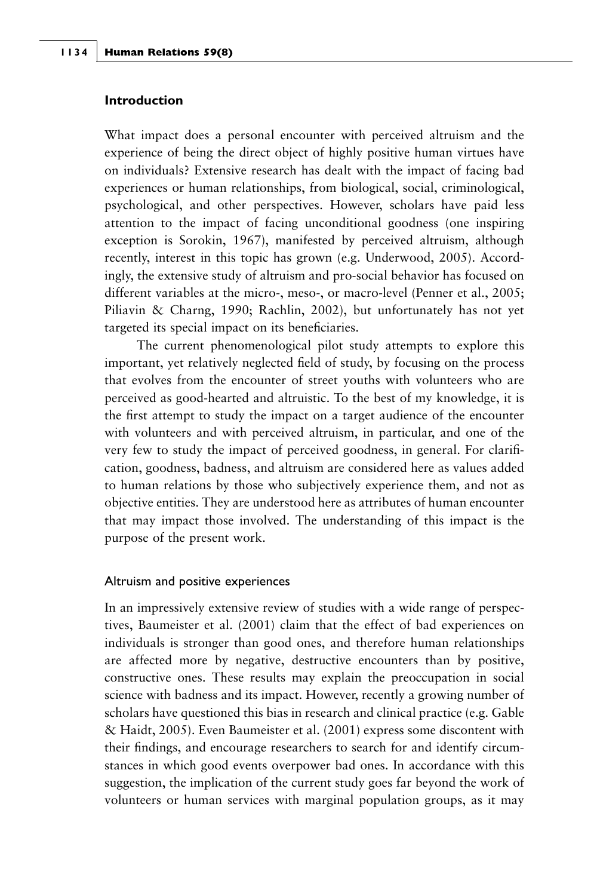## Introduction

What impact does a personal encounter with perceived altruism and the experience of being the direct object of highly positive human virtues have on individuals? Extensive research has dealt with the impact of facing bad experiences or human relationships, from biological, social, criminological, psychological, and other perspectives. However, scholars have paid less attention to the impact of facing unconditional goodness (one inspiring exception is Sorokin, 1967), manifested by perceived altruism, although recently, interest in this topic has grown (e.g. Underwood, 2005). Accordingly, the extensive study of altruism and pro-social behavior has focused on different variables at the micro-, meso-, or macro-level (Penner et al., 2005; Piliavin & Charng, 1990; Rachlin, 2002), but unfortunately has not yet targeted its special impact on its beneficiaries.

The current phenomenological pilot study attempts to explore this important, yet relatively neglected field of study, by focusing on the process that evolves from the encounter of street youths with volunteers who are perceived as good-hearted and altruistic. To the best of my knowledge, it is the first attempt to study the impact on a target audience of the encounter with volunteers and with perceived altruism, in particular, and one of the very few to study the impact of perceived goodness, in general. For clarification, goodness, badness, and altruism are considered here as values added to human relations by those who subjectively experience them, and not as objective entities. They are understood here as attributes of human encounter that may impact those involved. The understanding of this impact is the purpose of the present work.

### Altruism and positive experiences

In an impressively extensive review of studies with a wide range of perspectives, Baumeister et al. (2001) claim that the effect of bad experiences on individuals is stronger than good ones, and therefore human relationships are affected more by negative, destructive encounters than by positive, constructive ones. These results may explain the preoccupation in social science with badness and its impact. However, recently a growing number of scholars have questioned this bias in research and clinical practice (e.g. Gable & Haidt, 2005). Even Baumeister et al. (2001) express some discontent with their findings, and encourage researchers to search for and identify circumstances in which good events overpower bad ones. In accordance with this suggestion, the implication of the current study goes far beyond the work of volunteers or human services with marginal population groups, as it may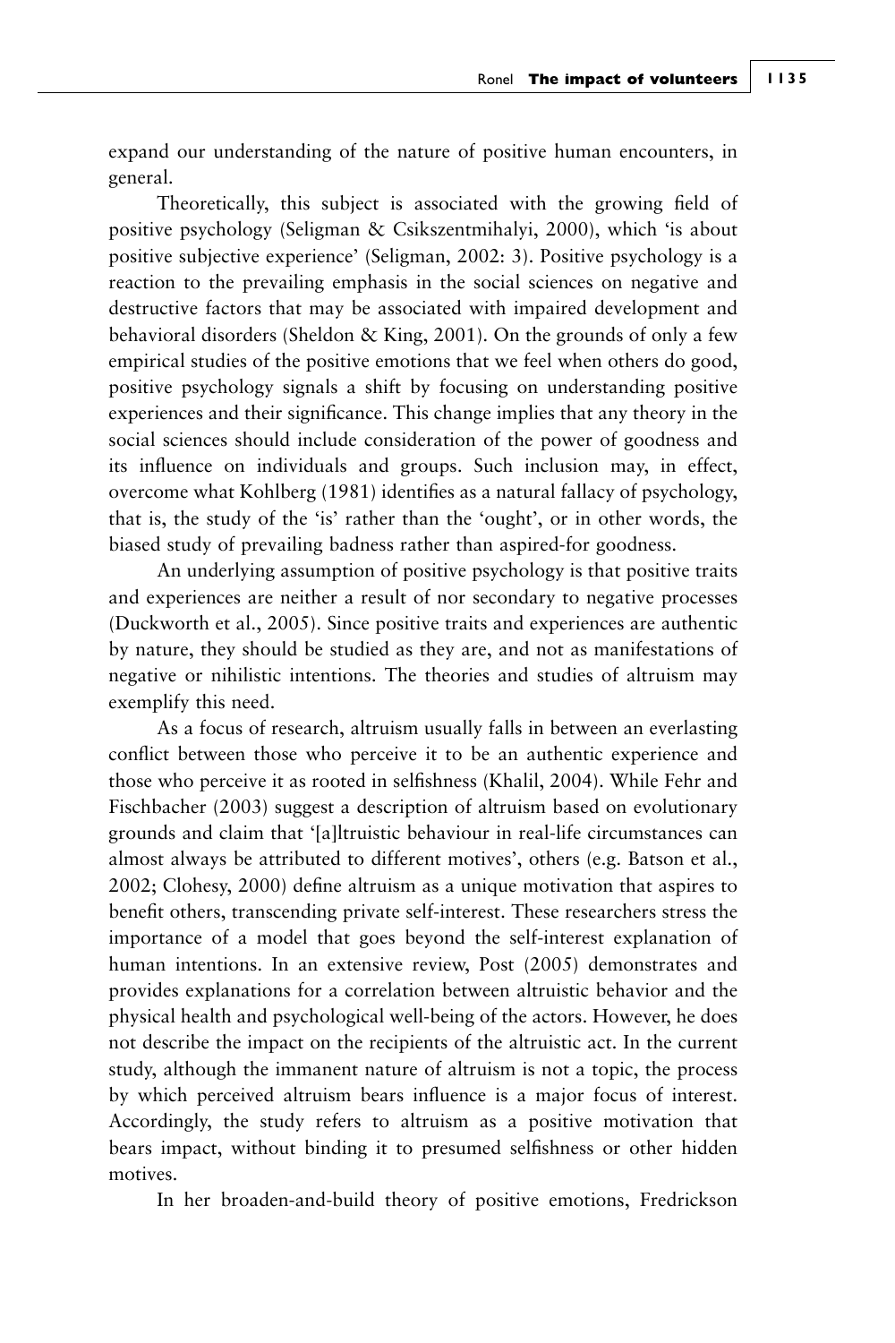expand our understanding of the nature of positive human encounters, in general.

Theoretically, this subject is associated with the growing field of positive psychology (Seligman & Csikszentmihalyi, 2000), which 'is about positive subjective experience' (Seligman, 2002: 3). Positive psychology is a reaction to the prevailing emphasis in the social sciences on negative and destructive factors that may be associated with impaired development and behavioral disorders (Sheldon & King, 2001). On the grounds of only a few empirical studies of the positive emotions that we feel when others do good, positive psychology signals a shift by focusing on understanding positive experiences and their significance. This change implies that any theory in the social sciences should include consideration of the power of goodness and its influence on individuals and groups. Such inclusion may, in effect, overcome what Kohlberg (1981) identifies as a natural fallacy of psychology, that is, the study of the 'is' rather than the 'ought', or in other words, the biased study of prevailing badness rather than aspired-for goodness.

An underlying assumption of positive psychology is that positive traits and experiences are neither a result of nor secondary to negative processes (Duckworth et al., 2005). Since positive traits and experiences are authentic by nature, they should be studied as they are, and not as manifestations of negative or nihilistic intentions. The theories and studies of altruism may exemplify this need.

As a focus of research, altruism usually falls in between an everlasting conflict between those who perceive it to be an authentic experience and those who perceive it as rooted in selfishness (Khalil, 2004). While Fehr and Fischbacher (2003) suggest a description of altruism based on evolutionary grounds and claim that '[a]ltruistic behaviour in real-life circumstances can almost always be attributed to different motives', others (e.g. Batson et al., 2002; Clohesy, 2000) define altruism as a unique motivation that aspires to benefit others, transcending private self-interest. These researchers stress the importance of a model that goes beyond the self-interest explanation of human intentions. In an extensive review, Post (2005) demonstrates and provides explanations for a correlation between altruistic behavior and the physical health and psychological well-being of the actors. However, he does not describe the impact on the recipients of the altruistic act. In the current study, although the immanent nature of altruism is not a topic, the process by which perceived altruism bears influence is a major focus of interest. Accordingly, the study refers to altruism as a positive motivation that bears impact, without binding it to presumed selfishness or other hidden motives.

In her broaden-and-build theory of positive emotions, Fredrickson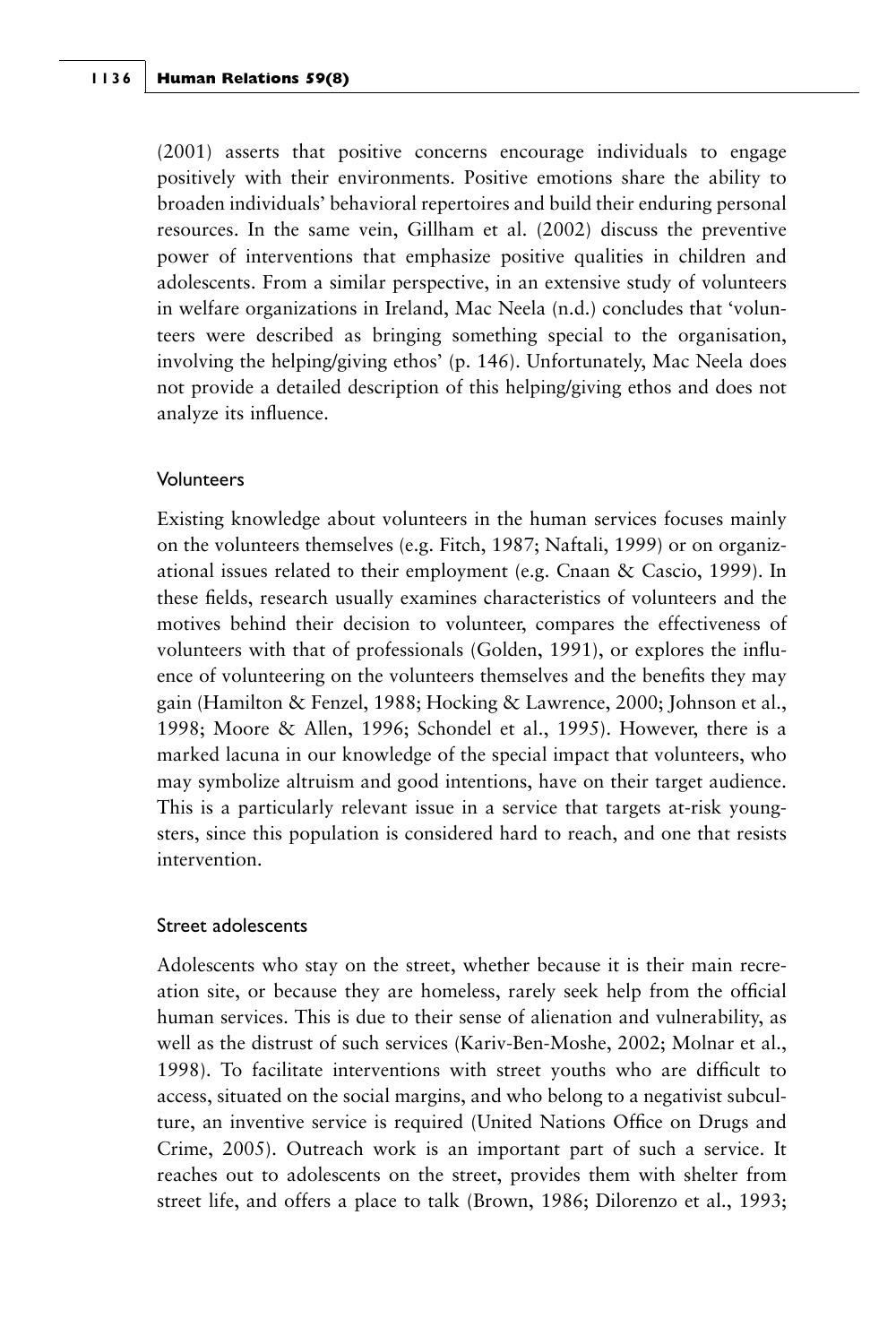(2001) asserts that positive concerns encourage individuals to engage positively with their environments. Positive emotions share the ability to broaden individuals' behavioral repertoires and build their enduring personal resources. In the same vein, Gillham et al. (2002) discuss the preventive power of interventions that emphasize positive qualities in children and adolescents. From a similar perspective, in an extensive study of volunteers in welfare organizations in Ireland, Mac Neela (n.d.) concludes that 'volunteers were described as bringing something special to the organisation, involving the helping/giving ethos' (p. 146). Unfortunately, Mac Neela does not provide a detailed description of this helping/giving ethos and does not analyze its influence.

### Volunteers

Existing knowledge about volunteers in the human services focuses mainly on the volunteers themselves (e.g. Fitch, 1987; Naftali, 1999) or on organizational issues related to their employment (e.g. Cnaan & Cascio, 1999). In these fields, research usually examines characteristics of volunteers and the motives behind their decision to volunteer, compares the effectiveness of volunteers with that of professionals (Golden, 1991), or explores the influence of volunteering on the volunteers themselves and the benefits they may gain (Hamilton & Fenzel, 1988; Hocking & Lawrence, 2000; Johnson et al., 1998; Moore & Allen, 1996; Schondel et al., 1995). However, there is a marked lacuna in our knowledge of the special impact that volunteers, who may symbolize altruism and good intentions, have on their target audience. This is a particularly relevant issue in a service that targets at-risk youngsters, since this population is considered hard to reach, and one that resists intervention.

### Street adolescents

Adolescents who stay on the street, whether because it is their main recreation site, or because they are homeless, rarely seek help from the official human services. This is due to their sense of alienation and vulnerability, as well as the distrust of such services (Kariv-Ben-Moshe, 2002; Molnar et al., 1998). To facilitate interventions with street youths who are difficult to access, situated on the social margins, and who belong to a negativist subculture, an inventive service is required (United Nations Office on Drugs and Crime, 2005). Outreach work is an important part of such a service. It reaches out to adolescents on the street, provides them with shelter from street life, and offers a place to talk (Brown, 1986; Dilorenzo et al., 1993;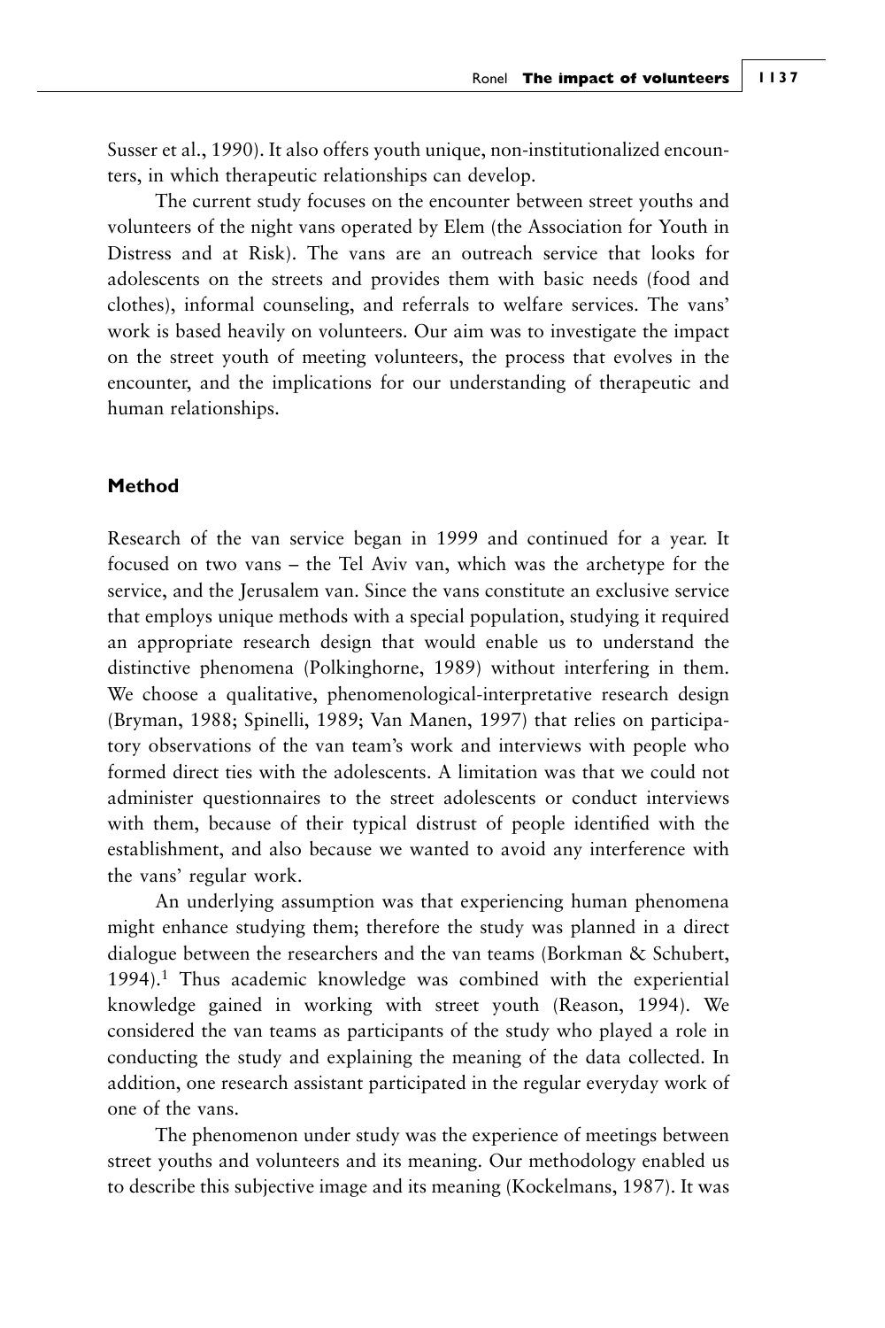Susser et al., 1990). It also offers youth unique, non-institutionalized encounters, in which therapeutic relationships can develop.

The current study focuses on the encounter between street youths and volunteers of the night vans operated by Elem (the Association for Youth in Distress and at Risk). The vans are an outreach service that looks for adolescents on the streets and provides them with basic needs (food and clothes), informal counseling, and referrals to welfare services. The vans' work is based heavily on volunteers. Our aim was to investigate the impact on the street youth of meeting volunteers, the process that evolves in the encounter, and the implications for our understanding of therapeutic and human relationships.

## Method

Research of the van service began in 1999 and continued for a year. It focused on two vans – the Tel Aviv van, which was the archetype for the service, and the Jerusalem van. Since the vans constitute an exclusive service that employs unique methods with a special population, studying it required an appropriate research design that would enable us to understand the distinctive phenomena (Polkinghorne, 1989) without interfering in them. We choose a qualitative, phenomenological-interpretative research design (Bryman, 1988; Spinelli, 1989; Van Manen, 1997) that relies on participatory observations of the van team's work and interviews with people who formed direct ties with the adolescents. A limitation was that we could not administer questionnaires to the street adolescents or conduct interviews with them, because of their typical distrust of people identified with the establishment, and also because we wanted to avoid any interference with the vans' regular work.

An underlying assumption was that experiencing human phenomena might enhance studying them; therefore the study was planned in a direct dialogue between the researchers and the van teams (Borkman & Schubert, 1994).[1] Thus academic knowledge was combined with the experiential knowledge gained in working with street youth (Reason, 1994). We considered the van teams as participants of the study who played a role in conducting the study and explaining the meaning of the data collected. In addition, one research assistant participated in the regular everyday work of one of the vans.

The phenomenon under study was the experience of meetings between street youths and volunteers and its meaning. Our methodology enabled us to describe this subjective image and its meaning (Kockelmans, 1987). It was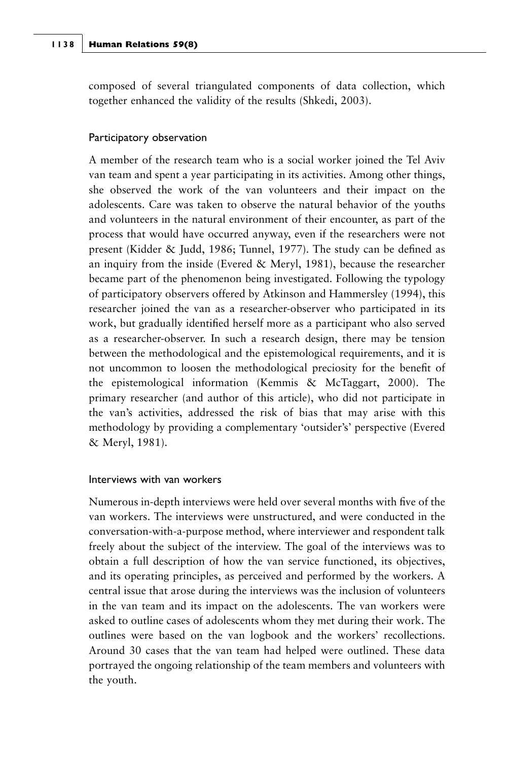composed of several triangulated components of data collection, which together enhanced the validity of the results (Shkedi, 2003).

### Participatory observation

A member of the research team who is a social worker joined the Tel Aviv van team and spent a year participating in its activities. Among other things, she observed the work of the van volunteers and their impact on the adolescents. Care was taken to observe the natural behavior of the youths and volunteers in the natural environment of their encounter, as part of the process that would have occurred anyway, even if the researchers were not present (Kidder & Judd, 1986; Tunnel, 1977). The study can be defined as an inquiry from the inside (Evered & Meryl, 1981), because the researcher became part of the phenomenon being investigated. Following the typology of participatory observers offered by Atkinson and Hammersley (1994), this researcher joined the van as a researcher-observer who participated in its work, but gradually identified herself more as a participant who also served as a researcher-observer. In such a research design, there may be tension between the methodological and the epistemological requirements, and it is not uncommon to loosen the methodological preciosity for the benefit of the epistemological information (Kemmis & McTaggart, 2000). The primary researcher (and author of this article), who did not participate in the van's activities, addressed the risk of bias that may arise with this methodology by providing a complementary 'outsider's' perspective (Evered & Meryl, 1981).

### Interviews with van workers

Numerous in-depth interviews were held over several months with five of the van workers. The interviews were unstructured, and were conducted in the conversation-with-a-purpose method, where interviewer and respondent talk freely about the subject of the interview. The goal of the interviews was to obtain a full description of how the van service functioned, its objectives, and its operating principles, as perceived and performed by the workers. A central issue that arose during the interviews was the inclusion of volunteers in the van team and its impact on the adolescents. The van workers were asked to outline cases of adolescents whom they met during their work. The outlines were based on the van logbook and the workers' recollections. Around 30 cases that the van team had helped were outlined. These data portrayed the ongoing relationship of the team members and volunteers with the youth.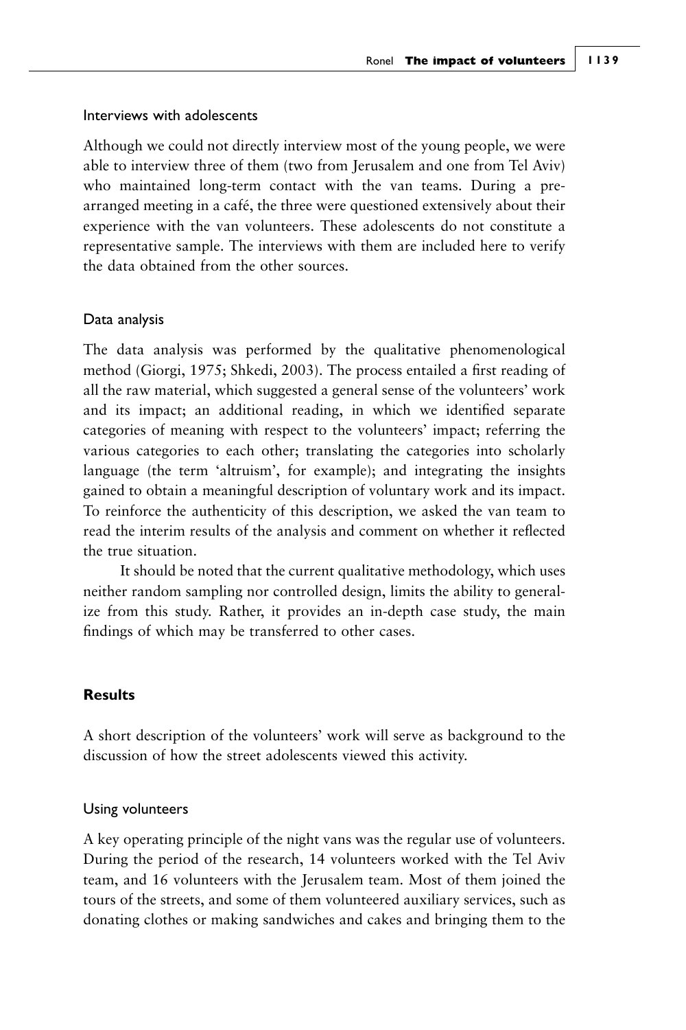### Interviews with adolescents

Although we could not directly interview most of the young people, we were able to interview three of them (two from Jerusalem and one from Tel Aviv) who maintained long-term contact with the van teams. During a prearranged meeting in a café, the three were questioned extensively about their experience with the van volunteers. These adolescents do not constitute a representative sample. The interviews with them are included here to verify the data obtained from the other sources.

### Data analysis

The data analysis was performed by the qualitative phenomenological method (Giorgi, 1975; Shkedi, 2003). The process entailed a first reading of all the raw material, which suggested a general sense of the volunteers' work and its impact; an additional reading, in which we identified separate categories of meaning with respect to the volunteers' impact; referring the various categories to each other; translating the categories into scholarly language (the term 'altruism', for example); and integrating the insights gained to obtain a meaningful description of voluntary work and its impact. To reinforce the authenticity of this description, we asked the van team to read the interim results of the analysis and comment on whether it reflected the true situation.

It should be noted that the current qualitative methodology, which uses neither random sampling nor controlled design, limits the ability to generalize from this study. Rather, it provides an in-depth case study, the main findings of which may be transferred to other cases.

## Results

A short description of the volunteers' work will serve as background to the discussion of how the street adolescents viewed this activity.

### Using volunteers

A key operating principle of the night vans was the regular use of volunteers. During the period of the research, 14 volunteers worked with the Tel Aviv team, and 16 volunteers with the Jerusalem team. Most of them joined the tours of the streets, and some of them volunteered auxiliary services, such as donating clothes or making sandwiches and cakes and bringing them to the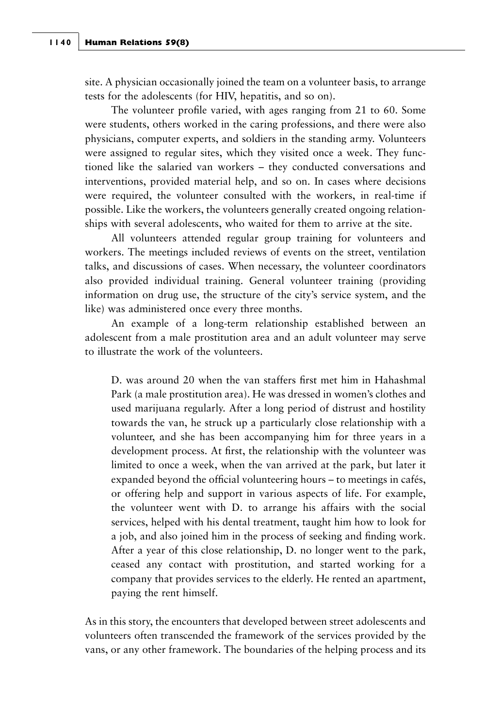site. A physician occasionally joined the team on a volunteer basis, to arrange tests for the adolescents (for HIV, hepatitis, and so on).

The volunteer profile varied, with ages ranging from 21 to 60. Some were students, others worked in the caring professions, and there were also physicians, computer experts, and soldiers in the standing army. Volunteers were assigned to regular sites, which they visited once a week. They functioned like the salaried van workers – they conducted conversations and interventions, provided material help, and so on. In cases where decisions were required, the volunteer consulted with the workers, in real-time if possible. Like the workers, the volunteers generally created ongoing relationships with several adolescents, who waited for them to arrive at the site.

All volunteers attended regular group training for volunteers and workers. The meetings included reviews of events on the street, ventilation talks, and discussions of cases. When necessary, the volunteer coordinators also provided individual training. General volunteer training (providing information on drug use, the structure of the city's service system, and the like) was administered once every three months.

An example of a long-term relationship established between an adolescent from a male prostitution area and an adult volunteer may serve to illustrate the work of the volunteers.

> D. was around 20 when the van staffers first met him in Hahashmal Park (a male prostitution area). He was dressed in women's clothes and used marijuana regularly. After a long period of distrust and hostility towards the van, he struck up a particularly close relationship with a volunteer, and she has been accompanying him for three years in a development process. At first, the relationship with the volunteer was limited to once a week, when the van arrived at the park, but later it expanded beyond the official volunteering hours – to meetings in cafés, or offering help and support in various aspects of life. For example, the volunteer went with D. to arrange his affairs with the social services, helped with his dental treatment, taught him how to look for a job, and also joined him in the process of seeking and finding work. After a year of this close relationship, D. no longer went to the park, ceased any contact with prostitution, and started working for a company that provides services to the elderly. He rented an apartment, paying the rent himself.

As in this story, the encounters that developed between street adolescents and volunteers often transcended the framework of the services provided by the vans, or any other framework. The boundaries of the helping process and its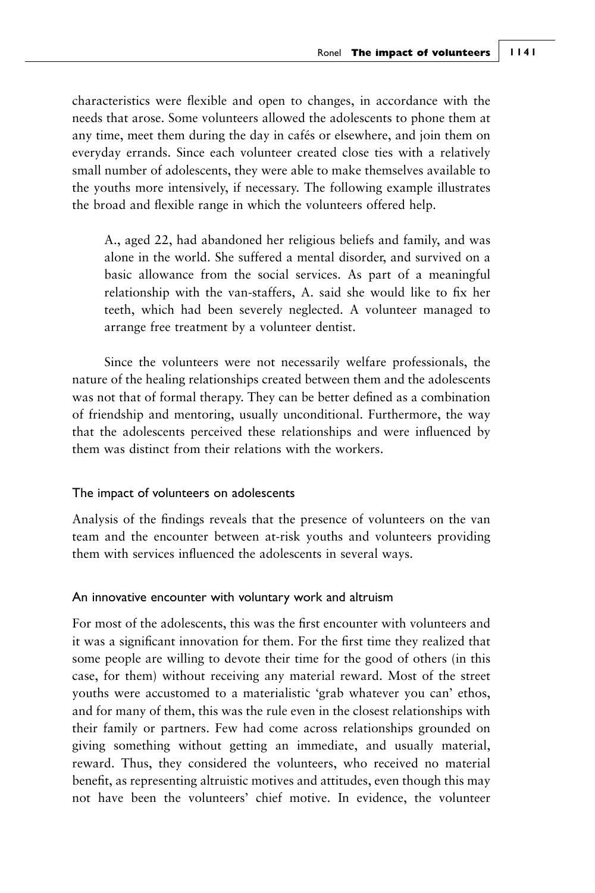characteristics were flexible and open to changes, in accordance with the needs that arose. Some volunteers allowed the adolescents to phone them at any time, meet them during the day in cafés or elsewhere, and join them on everyday errands. Since each volunteer created close ties with a relatively small number of adolescents, they were able to make themselves available to the youths more intensively, if necessary. The following example illustrates the broad and flexible range in which the volunteers offered help.

> A., aged 22, had abandoned her religious beliefs and family, and was alone in the world. She suffered a mental disorder, and survived on a basic allowance from the social services. As part of a meaningful relationship with the van-staffers, A. said she would like to fix her teeth, which had been severely neglected. A volunteer managed to arrange free treatment by a volunteer dentist.

Since the volunteers were not necessarily welfare professionals, the nature of the healing relationships created between them and the adolescents was not that of formal therapy. They can be better defined as a combination of friendship and mentoring, usually unconditional. Furthermore, the way that the adolescents perceived these relationships and were influenced by them was distinct from their relations with the workers.

## The impact of volunteers on adolescents

Analysis of the findings reveals that the presence of volunteers on the van team and the encounter between at-risk youths and volunteers providing them with services influenced the adolescents in several ways.

### An innovative encounter with voluntary work and altruism

For most of the adolescents, this was the first encounter with volunteers and it was a significant innovation for them. For the first time they realized that some people are willing to devote their time for the good of others (in this case, for them) without receiving any material reward. Most of the street youths were accustomed to a materialistic 'grab whatever you can' ethos, and for many of them, this was the rule even in the closest relationships with their family or partners. Few had come across relationships grounded on giving something without getting an immediate, and usually material, reward. Thus, they considered the volunteers, who received no material benefit, as representing altruistic motives and attitudes, even though this may not have been the volunteers' chief motive. In evidence, the volunteer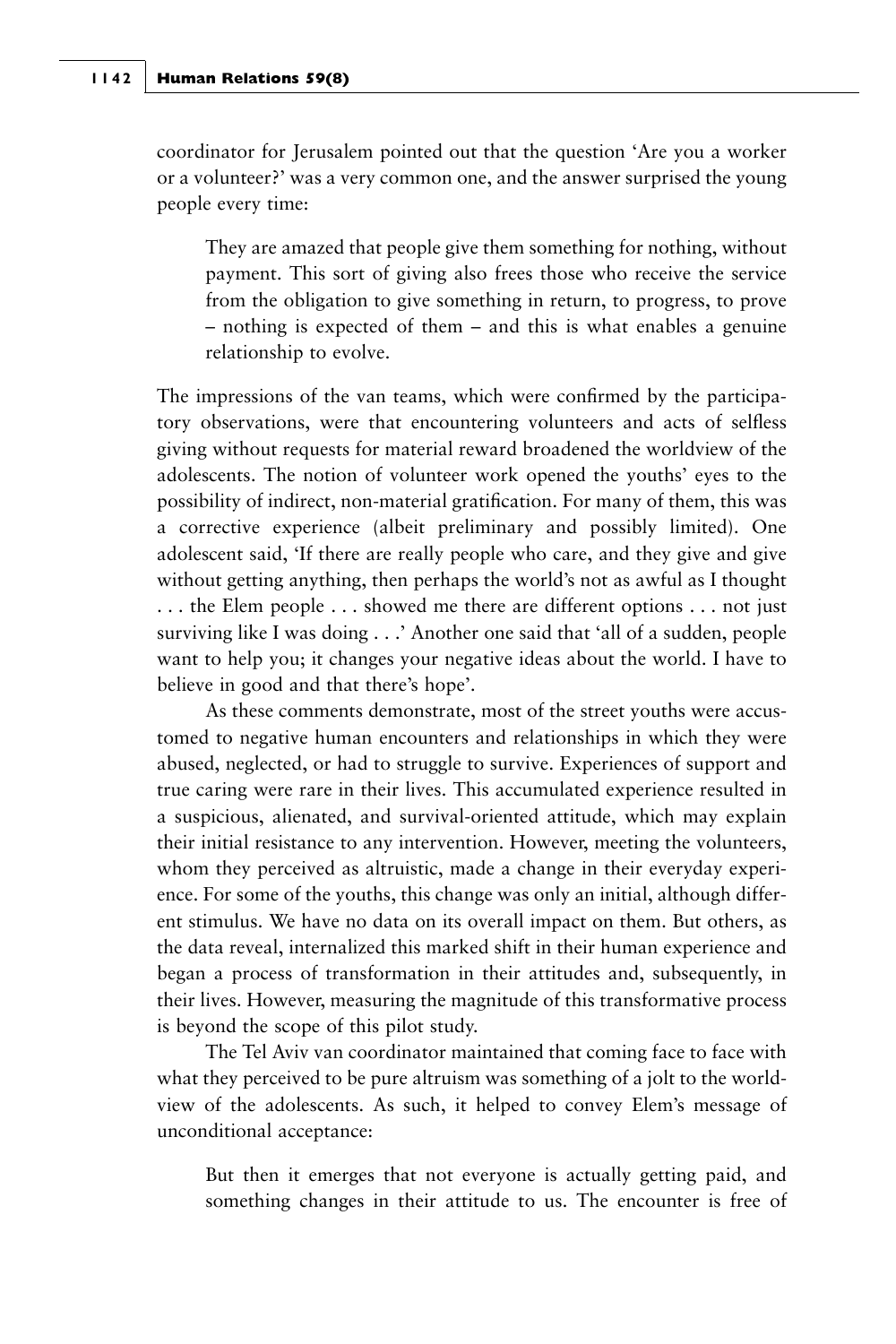coordinator for Jerusalem pointed out that the question 'Are you a worker or a volunteer?' was a very common one, and the answer surprised the young people every time:

> They are amazed that people give them something for nothing, without payment. This sort of giving also frees those who receive the service from the obligation to give something in return, to progress, to prove – nothing is expected of them – and this is what enables a genuine relationship to evolve.

The impressions of the van teams, which were confirmed by the participatory observations, were that encountering volunteers and acts of selfless giving without requests for material reward broadened the worldview of the adolescents. The notion of volunteer work opened the youths' eyes to the possibility of indirect, non-material gratification. For many of them, this was a corrective experience (albeit preliminary and possibly limited). One adolescent said, 'If there are really people who care, and they give and give without getting anything, then perhaps the world's not as awful as I thought . . . the Elem people . . . showed me there are different options . . . not just surviving like I was doing . . .' Another one said that 'all of a sudden, people want to help you; it changes your negative ideas about the world. I have to believe in good and that there's hope'.

As these comments demonstrate, most of the street youths were accustomed to negative human encounters and relationships in which they were abused, neglected, or had to struggle to survive. Experiences of support and true caring were rare in their lives. This accumulated experience resulted in a suspicious, alienated, and survival-oriented attitude, which may explain their initial resistance to any intervention. However, meeting the volunteers, whom they perceived as altruistic, made a change in their everyday experience. For some of the youths, this change was only an initial, although different stimulus. We have no data on its overall impact on them. But others, as the data reveal, internalized this marked shift in their human experience and began a process of transformation in their attitudes and, subsequently, in their lives. However, measuring the magnitude of this transformative process is beyond the scope of this pilot study.

The Tel Aviv van coordinator maintained that coming face to face with what they perceived to be pure altruism was something of a jolt to the worldview of the adolescents. As such, it helped to convey Elem's message of unconditional acceptance:

> But then it emerges that not everyone is actually getting paid, and something changes in their attitude to us. The encounter is free of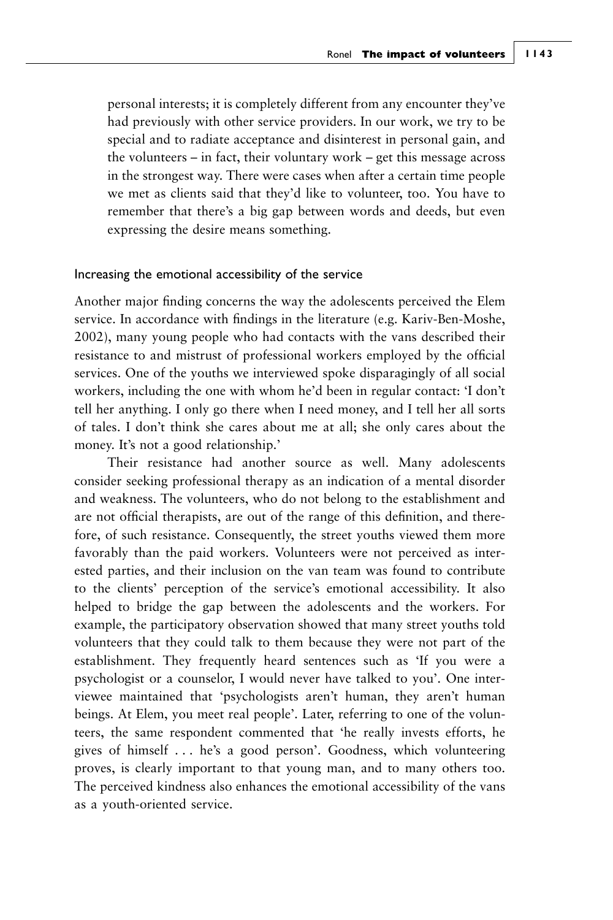personal interests; it is completely different from any encounter they've had previously with other service providers. In our work, we try to be special and to radiate acceptance and disinterest in personal gain, and the volunteers – in fact, their voluntary work – get this message across in the strongest way. There were cases when after a certain time people we met as clients said that they'd like to volunteer, too. You have to remember that there's a big gap between words and deeds, but even expressing the desire means something.

### Increasing the emotional accessibility of the service

Another major finding concerns the way the adolescents perceived the Elem service. In accordance with findings in the literature (e.g. Kariv-Ben-Moshe, 2002), many young people who had contacts with the vans described their resistance to and mistrust of professional workers employed by the official services. One of the youths we interviewed spoke disparagingly of all social workers, including the one with whom he'd been in regular contact: 'I don't tell her anything. I only go there when I need money, and I tell her all sorts of tales. I don't think she cares about me at all; she only cares about the money. It's not a good relationship.'

Their resistance had another source as well. Many adolescents consider seeking professional therapy as an indication of a mental disorder and weakness. The volunteers, who do not belong to the establishment and are not official therapists, are out of the range of this definition, and therefore, of such resistance. Consequently, the street youths viewed them more favorably than the paid workers. Volunteers were not perceived as interested parties, and their inclusion on the van team was found to contribute to the clients' perception of the service's emotional accessibility. It also helped to bridge the gap between the adolescents and the workers. For example, the participatory observation showed that many street youths told volunteers that they could talk to them because they were not part of the establishment. They frequently heard sentences such as 'If you were a psychologist or a counselor, I would never have talked to you'. One interviewee maintained that 'psychologists aren't human, they aren't human beings. At Elem, you meet real people'. Later, referring to one of the volunteers, the same respondent commented that 'he really invests efforts, he gives of himself . . . he's a good person'. Goodness, which volunteering proves, is clearly important to that young man, and to many others too. The perceived kindness also enhances the emotional accessibility of the vans as a youth-oriented service.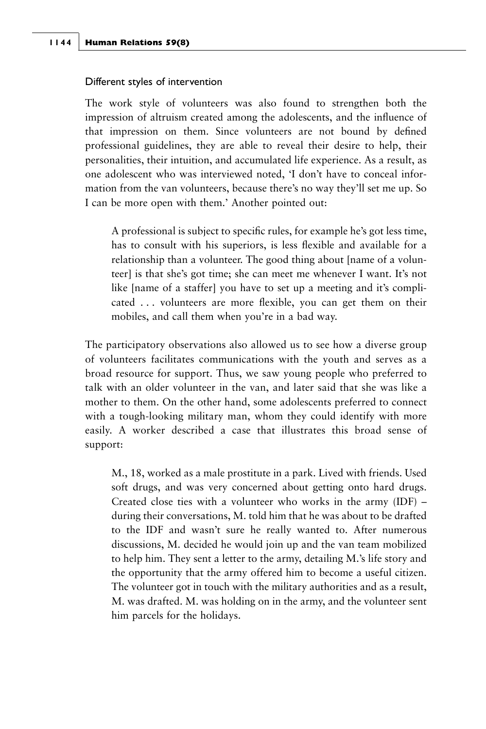### Different styles of intervention

The work style of volunteers was also found to strengthen both the impression of altruism created among the adolescents, and the influence of that impression on them. Since volunteers are not bound by defined professional guidelines, they are able to reveal their desire to help, their personalities, their intuition, and accumulated life experience. As a result, as one adolescent who was interviewed noted, 'I don't have to conceal information from the van volunteers, because there's no way they'll set me up. So I can be more open with them.' Another pointed out:

> A professional is subject to specific rules, for example he's got less time, has to consult with his superiors, is less flexible and available for a relationship than a volunteer. The good thing about [name of a volunteer] is that she's got time; she can meet me whenever I want. It's not like [name of a staffer] you have to set up a meeting and it's complicated . . . volunteers are more flexible, you can get them on their mobiles, and call them when you're in a bad way.

The participatory observations also allowed us to see how a diverse group of volunteers facilitates communications with the youth and serves as a broad resource for support. Thus, we saw young people who preferred to talk with an older volunteer in the van, and later said that she was like a mother to them. On the other hand, some adolescents preferred to connect with a tough-looking military man, whom they could identify with more easily. A worker described a case that illustrates this broad sense of support:

> M., 18, worked as a male prostitute in a park. Lived with friends. Used soft drugs, and was very concerned about getting onto hard drugs. Created close ties with a volunteer who works in the army (IDF) – during their conversations, M. told him that he was about to be drafted to the IDF and wasn't sure he really wanted to. After numerous discussions, M. decided he would join up and the van team mobilized to help him. They sent a letter to the army, detailing M.'s life story and the opportunity that the army offered him to become a useful citizen. The volunteer got in touch with the military authorities and as a result, M. was drafted. M. was holding on in the army, and the volunteer sent him parcels for the holidays.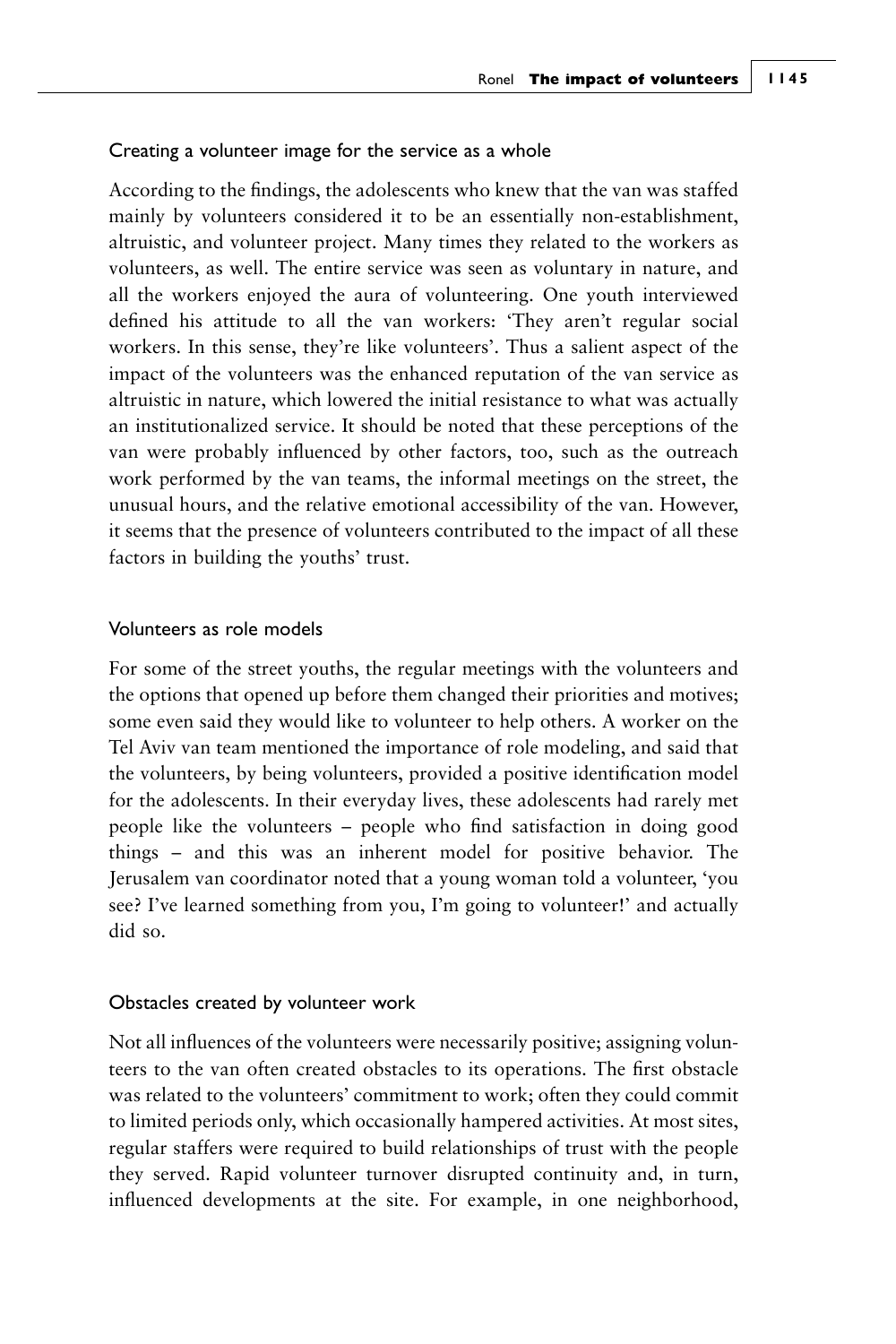### Creating a volunteer image for the service as a whole

According to the findings, the adolescents who knew that the van was staffed mainly by volunteers considered it to be an essentially non-establishment, altruistic, and volunteer project. Many times they related to the workers as volunteers, as well. The entire service was seen as voluntary in nature, and all the workers enjoyed the aura of volunteering. One youth interviewed defined his attitude to all the van workers: 'They aren't regular social workers. In this sense, they're like volunteers'. Thus a salient aspect of the impact of the volunteers was the enhanced reputation of the van service as altruistic in nature, which lowered the initial resistance to what was actually an institutionalized service. It should be noted that these perceptions of the van were probably influenced by other factors, too, such as the outreach work performed by the van teams, the informal meetings on the street, the unusual hours, and the relative emotional accessibility of the van. However, it seems that the presence of volunteers contributed to the impact of all these factors in building the youths' trust.

### Volunteers as role models

For some of the street youths, the regular meetings with the volunteers and the options that opened up before them changed their priorities and motives; some even said they would like to volunteer to help others. A worker on the Tel Aviv van team mentioned the importance of role modeling, and said that the volunteers, by being volunteers, provided a positive identification model for the adolescents. In their everyday lives, these adolescents had rarely met people like the volunteers – people who find satisfaction in doing good things – and this was an inherent model for positive behavior. The Jerusalem van coordinator noted that a young woman told a volunteer, 'you see? I've learned something from you, I'm going to volunteer!' and actually did so.

### Obstacles created by volunteer work

Not all influences of the volunteers were necessarily positive; assigning volunteers to the van often created obstacles to its operations. The first obstacle was related to the volunteers' commitment to work; often they could commit to limited periods only, which occasionally hampered activities. At most sites, regular staffers were required to build relationships of trust with the people they served. Rapid volunteer turnover disrupted continuity and, in turn, influenced developments at the site. For example, in one neighborhood,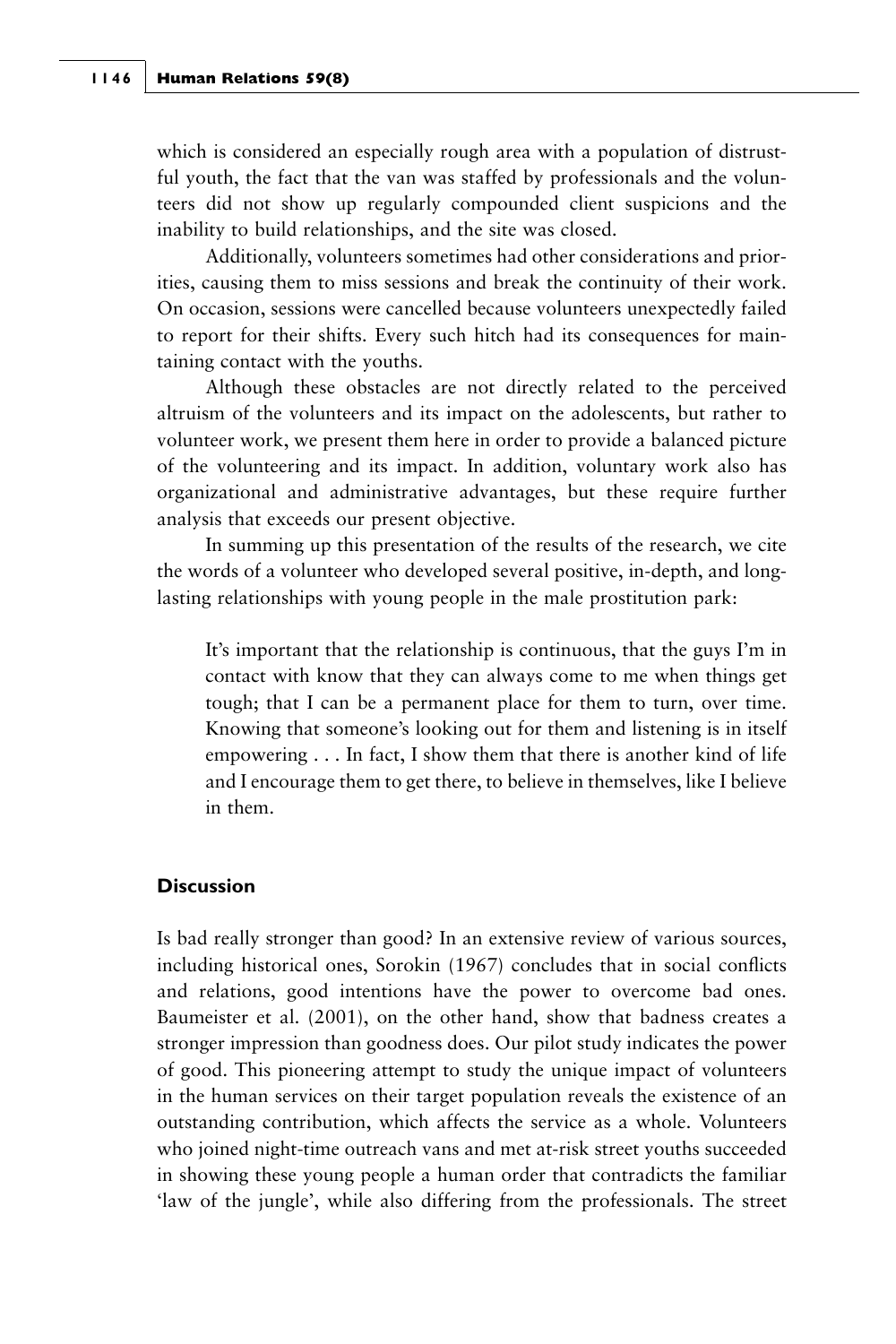which is considered an especially rough area with a population of distrustful youth, the fact that the van was staffed by professionals and the volunteers did not show up regularly compounded client suspicions and the inability to build relationships, and the site was closed.

Additionally, volunteers sometimes had other considerations and priorities, causing them to miss sessions and break the continuity of their work. On occasion, sessions were cancelled because volunteers unexpectedly failed to report for their shifts. Every such hitch had its consequences for maintaining contact with the youths.

Although these obstacles are not directly related to the perceived altruism of the volunteers and its impact on the adolescents, but rather to volunteer work, we present them here in order to provide a balanced picture of the volunteering and its impact. In addition, voluntary work also has organizational and administrative advantages, but these require further analysis that exceeds our present objective.

In summing up this presentation of the results of the research, we cite the words of a volunteer who developed several positive, in-depth, and long-lasting relationships with young people in the male prostitution park:

> It's important that the relationship is continuous, that the guys I'm in contact with know that they can always come to me when things get tough; that I can be a permanent place for them to turn, over time. Knowing that someone's looking out for them and listening is in itself empowering . . . In fact, I show them that there is another kind of life and I encourage them to get there, to believe in themselves, like I believe in them.

## Discussion

Is bad really stronger than good? In an extensive review of various sources, including historical ones, Sorokin (1967) concludes that in social conflicts and relations, good intentions have the power to overcome bad ones. Baumeister et al. (2001), on the other hand, show that badness creates a stronger impression than goodness does. Our pilot study indicates the power of good. This pioneering attempt to study the unique impact of volunteers in the human services on their target population reveals the existence of an outstanding contribution, which affects the service as a whole. Volunteers who joined night-time outreach vans and met at-risk street youths succeeded in showing these young people a human order that contradicts the familiar 'law of the jungle', while also differing from the professionals. The street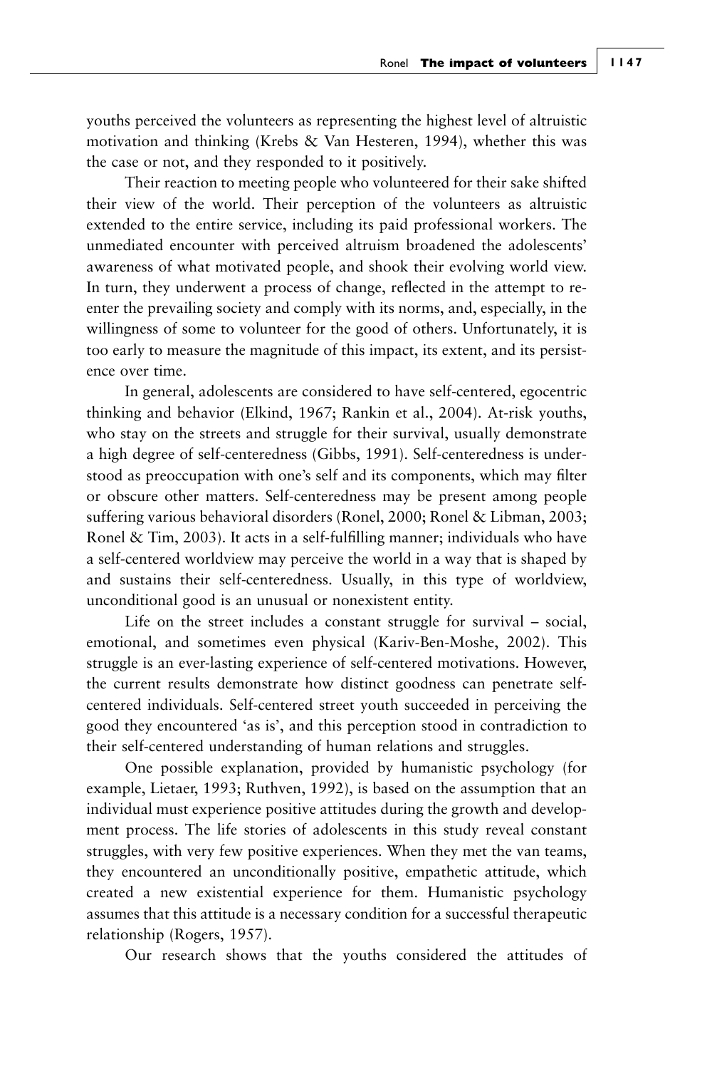youths perceived the volunteers as representing the highest level of altruistic motivation and thinking (Krebs & Van Hesteren, 1994), whether this was the case or not, and they responded to it positively.

Their reaction to meeting people who volunteered for their sake shifted their view of the world. Their perception of the volunteers as altruistic extended to the entire service, including its paid professional workers. The unmediated encounter with perceived altruism broadened the adolescents' awareness of what motivated people, and shook their evolving world view. In turn, they underwent a process of change, reflected in the attempt to re-enter the prevailing society and comply with its norms, and, especially, in the willingness of some to volunteer for the good of others. Unfortunately, it is too early to measure the magnitude of this impact, its extent, and its persistence over time.

In general, adolescents are considered to have self-centered, egocentric thinking and behavior (Elkind, 1967; Rankin et al., 2004). At-risk youths, who stay on the streets and struggle for their survival, usually demonstrate a high degree of self-centeredness (Gibbs, 1991). Self-centeredness is understood as preoccupation with one's self and its components, which may filter or obscure other matters. Self-centeredness may be present among people suffering various behavioral disorders (Ronel, 2000; Ronel & Libman, 2003; Ronel & Tim, 2003). It acts in a self-fulfilling manner; individuals who have a self-centered worldview may perceive the world in a way that is shaped by and sustains their self-centeredness. Usually, in this type of worldview, unconditional good is an unusual or nonexistent entity.

Life on the street includes a constant struggle for survival – social, emotional, and sometimes even physical (Kariv-Ben-Moshe, 2002). This struggle is an ever-lasting experience of self-centered motivations. However, the current results demonstrate how distinct goodness can penetrate self-centered individuals. Self-centered street youth succeeded in perceiving the good they encountered 'as is', and this perception stood in contradiction to their self-centered understanding of human relations and struggles.

One possible explanation, provided by humanistic psychology (for example, Lietaer, 1993; Ruthven, 1992), is based on the assumption that an individual must experience positive attitudes during the growth and development process. The life stories of adolescents in this study reveal constant struggles, with very few positive experiences. When they met the van teams, they encountered an unconditionally positive, empathetic attitude, which created a new existential experience for them. Humanistic psychology assumes that this attitude is a necessary condition for a successful therapeutic relationship (Rogers, 1957).

Our research shows that the youths considered the attitudes of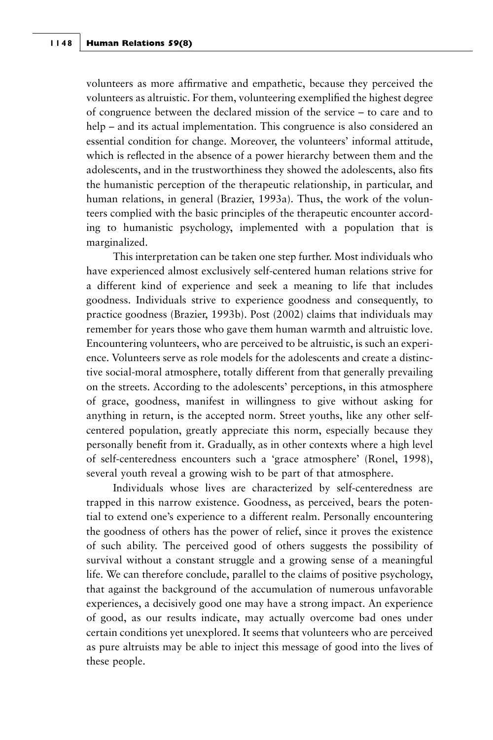volunteers as more affirmative and empathetic, because they perceived the volunteers as altruistic. For them, volunteering exemplified the highest degree of congruence between the declared mission of the service – to care and to help – and its actual implementation. This congruence is also considered an essential condition for change. Moreover, the volunteers' informal attitude, which is reflected in the absence of a power hierarchy between them and the adolescents, and in the trustworthiness they showed the adolescents, also fits the humanistic perception of the therapeutic relationship, in particular, and human relations, in general (Brazier, 1993a). Thus, the work of the volunteers complied with the basic principles of the therapeutic encounter according to humanistic psychology, implemented with a population that is marginalized.

This interpretation can be taken one step further. Most individuals who have experienced almost exclusively self-centered human relations strive for a different kind of experience and seek a meaning to life that includes goodness. Individuals strive to experience goodness and consequently, to practice goodness (Brazier, 1993b). Post (2002) claims that individuals may remember for years those who gave them human warmth and altruistic love. Encountering volunteers, who are perceived to be altruistic, is such an experience. Volunteers serve as role models for the adolescents and create a distinctive social-moral atmosphere, totally different from that generally prevailing on the streets. According to the adolescents' perceptions, in this atmosphere of grace, goodness, manifest in willingness to give without asking for anything in return, is the accepted norm. Street youths, like any other self-centered population, greatly appreciate this norm, especially because they personally benefit from it. Gradually, as in other contexts where a high level of self-centeredness encounters such a 'grace atmosphere' (Ronel, 1998), several youth reveal a growing wish to be part of that atmosphere.

Individuals whose lives are characterized by self-centeredness are trapped in this narrow existence. Goodness, as perceived, bears the potential to extend one's experience to a different realm. Personally encountering the goodness of others has the power of relief, since it proves the existence of such ability. The perceived good of others suggests the possibility of survival without a constant struggle and a growing sense of a meaningful life. We can therefore conclude, parallel to the claims of positive psychology, that against the background of the accumulation of numerous unfavorable experiences, a decisively good one may have a strong impact. An experience of good, as our results indicate, may actually overcome bad ones under certain conditions yet unexplored. It seems that volunteers who are perceived as pure altruists may be able to inject this message of good into the lives of these people.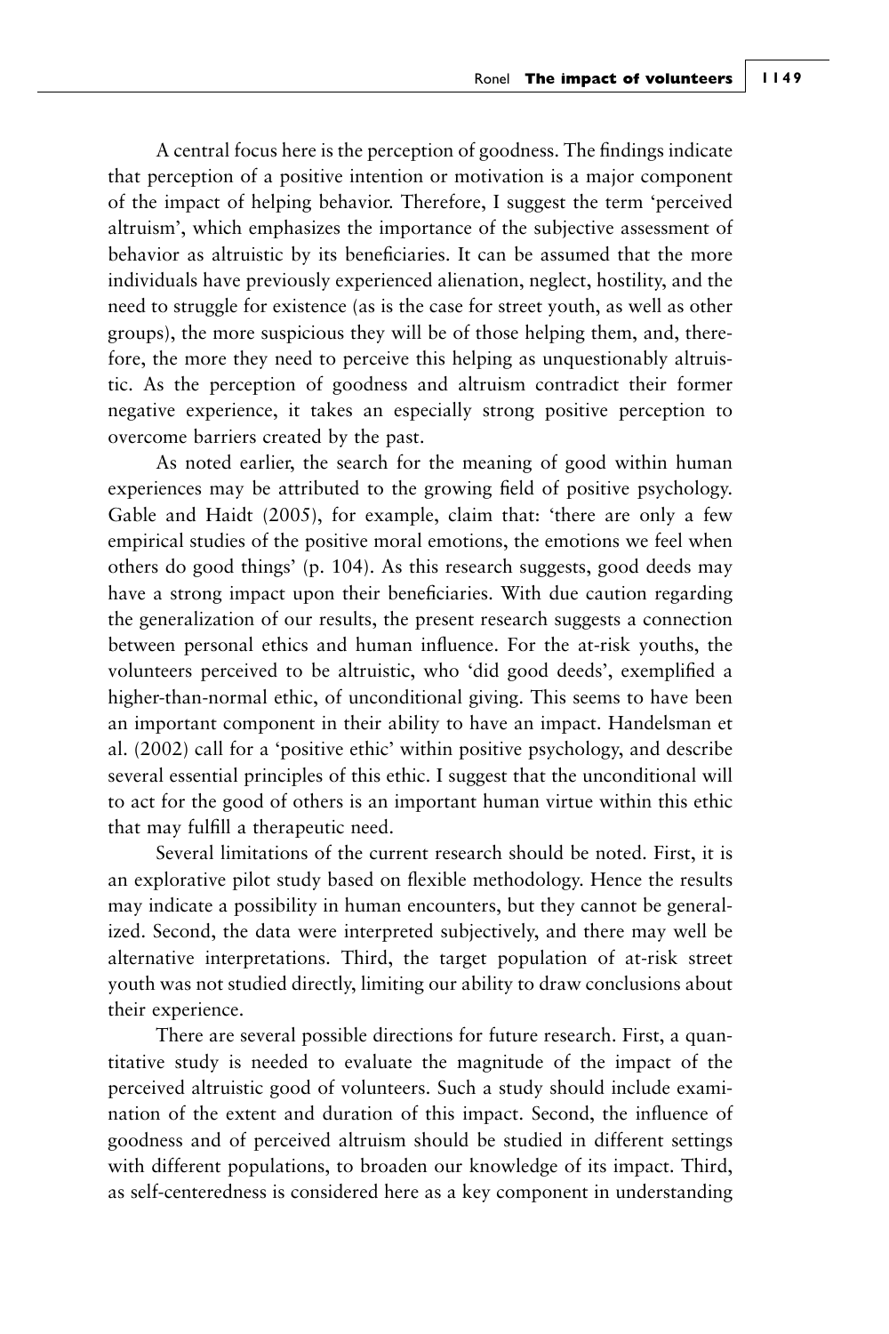A central focus here is the perception of goodness. The findings indicate that perception of a positive intention or motivation is a major component of the impact of helping behavior. Therefore, I suggest the term 'perceived altruism', which emphasizes the importance of the subjective assessment of behavior as altruistic by its beneficiaries. It can be assumed that the more individuals have previously experienced alienation, neglect, hostility, and the need to struggle for existence (as is the case for street youth, as well as other groups), the more suspicious they will be of those helping them, and, therefore, the more they need to perceive this helping as unquestionably altruistic. As the perception of goodness and altruism contradict their former negative experience, it takes an especially strong positive perception to overcome barriers created by the past.

As noted earlier, the search for the meaning of good within human experiences may be attributed to the growing field of positive psychology. Gable and Haidt (2005), for example, claim that: 'there are only a few empirical studies of the positive moral emotions, the emotions we feel when others do good things' (p. 104). As this research suggests, good deeds may have a strong impact upon their beneficiaries. With due caution regarding the generalization of our results, the present research suggests a connection between personal ethics and human influence. For the at-risk youths, the volunteers perceived to be altruistic, who 'did good deeds', exemplified a higher-than-normal ethic, of unconditional giving. This seems to have been an important component in their ability to have an impact. Handelsman et al. (2002) call for a 'positive ethic' within positive psychology, and describe several essential principles of this ethic. I suggest that the unconditional will to act for the good of others is an important human virtue within this ethic that may fulfill a therapeutic need.

Several limitations of the current research should be noted. First, it is an explorative pilot study based on flexible methodology. Hence the results may indicate a possibility in human encounters, but they cannot be generalized. Second, the data were interpreted subjectively, and there may well be alternative interpretations. Third, the target population of at-risk street youth was not studied directly, limiting our ability to draw conclusions about their experience.

There are several possible directions for future research. First, a quantitative study is needed to evaluate the magnitude of the impact of the perceived altruistic good of volunteers. Such a study should include examination of the extent and duration of this impact. Second, the influence of goodness and of perceived altruism should be studied in different settings with different populations, to broaden our knowledge of its impact. Third, as self-centeredness is considered here as a key component in understanding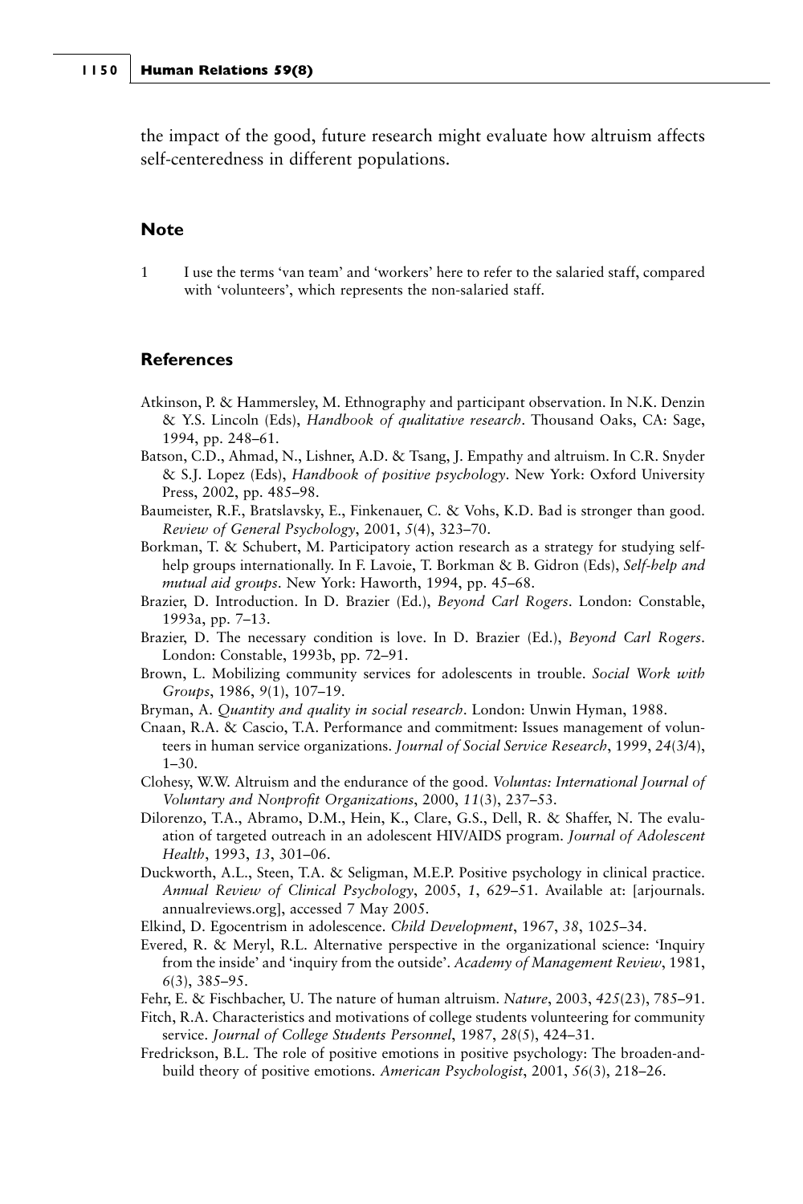the impact of the good, future research might evaluate how altruism affects self-centeredness in different populations.

## Note

1 I use the terms 'van team' and 'workers' here to refer to the salaried staff, compared with 'volunteers', which represents the non-salaried staff.

## References

Atkinson, P. & Hammersley, M. Ethnography and participant observation. In N.K. Denzin & Y.S. Lincoln (Eds), *Handbook of qualitative research*. Thousand Oaks, CA: Sage, 1994, pp. 248–61.

Batson, C.D., Ahmad, N., Lishner, A.D. & Tsang, J. Empathy and altruism. In C.R. Snyder & S.J. Lopez (Eds), *Handbook of positive psychology*. New York: Oxford University Press, 2002, pp. 485–98.

Baumeister, R.F., Bratslavsky, E., Finkenauer, C. & Vohs, K.D. Bad is stronger than good. *Review of General Psychology*, 2001, *5*(4), 323–70.

Borkman, T. & Schubert, M. Participatory action research as a strategy for studying self-help groups internationally. In F. Lavoie, T. Borkman & B. Gidron (Eds), *Self-help and mutual aid groups*. New York: Haworth, 1994, pp. 45–68.

Brazier, D. Introduction. In D. Brazier (Ed.), *Beyond Carl Rogers*. London: Constable, 1993a, pp. 7–13.

Brazier, D. The necessary condition is love. In D. Brazier (Ed.), *Beyond Carl Rogers*. London: Constable, 1993b, pp. 72–91.

Brown, L. Mobilizing community services for adolescents in trouble. *Social Work with Groups*, 1986, *9*(1), 107–19.

Bryman, A. *Quantity and quality in social research*. London: Unwin Hyman, 1988.

Cnaan, R.A. & Cascio, T.A. Performance and commitment: Issues management of volunteers in human service organizations. *Journal of Social Service Research*, 1999, *24*(3/4), 1–30.

Clohesy, W.W. Altruism and the endurance of the good. *Voluntas: International Journal of Voluntary and Nonprofit Organizations*, 2000, *11*(3), 237–53.

Dilorenzo, T.A., Abramo, D.M., Hein, K., Clare, G.S., Dell, R. & Shaffer, N. The evaluation of targeted outreach in an adolescent HIV/AIDS program. *Journal of Adolescent Health*, 1993, *13*, 301–06.

Duckworth, A.L., Steen, T.A. & Seligman, M.E.P. Positive psychology in clinical practice. *Annual Review of Clinical Psychology*, 2005, *1*, 629–51. Available at: [arjournals.annualreviews.org], accessed 7 May 2005.

Elkind, D. Egocentrism in adolescence. *Child Development*, 1967, *38*, 1025–34.

Evered, R. & Meryl, R.L. Alternative perspective in the organizational science: 'Inquiry from the inside' and 'inquiry from the outside'. *Academy of Management Review*, 1981, *6*(3), 385–95.

Fehr, E. & Fischbacher, U. The nature of human altruism. *Nature*, 2003, *425*(23), 785–91.

Fitch, R.A. Characteristics and motivations of college students volunteering for community service. *Journal of College Students Personnel*, 1987, *28*(5), 424–31.

Fredrickson, B.L. The role of positive emotions in positive psychology: The broaden-and-build theory of positive emotions. *American Psychologist*, 2001, *56*(3), 218–26.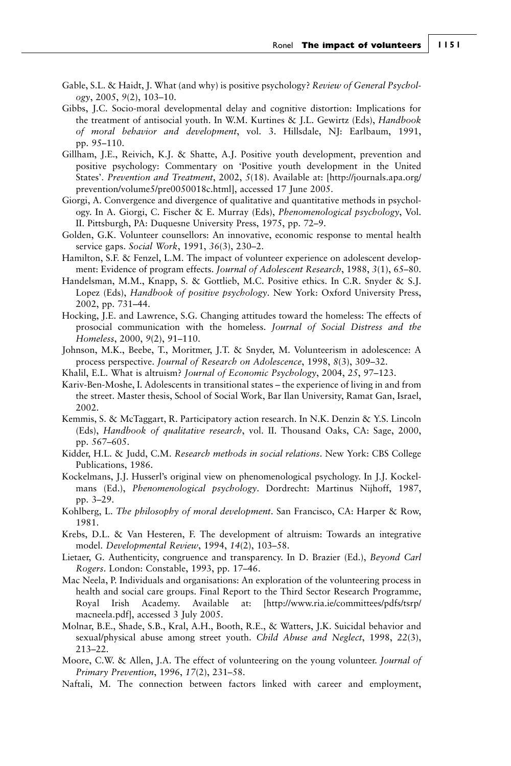Gable, S.L. & Haidt, J. What (and why) is positive psychology? *Review of General Psychology*, 2005, *9*(2), 103–10.

Gibbs, J.C. Socio-moral developmental delay and cognitive distortion: Implications for the treatment of antisocial youth. In W.M. Kurtines & J.L. Gewirtz (Eds), *Handbook of moral behavior and development*, vol. 3. Hillsdale, NJ: Earlbaum, 1991, pp. 95–110.

Gillham, J.E., Reivich, K.J. & Shatte, A.J. Positive youth development, prevention and positive psychology: Commentary on 'Positive youth development in the United States'. *Prevention and Treatment*, 2002, *5*(18). Available at: [http://journals.apa.org/prevention/volume5/pre0050018c.html], accessed 17 June 2005.

Giorgi, A. Convergence and divergence of qualitative and quantitative methods in psychology. In A. Giorgi, C. Fischer & E. Murray (Eds), *Phenomenological psychology*, Vol. II. Pittsburgh, PA: Duquesne University Press, 1975, pp. 72–9.

Golden, G.K. Volunteer counsellors: An innovative, economic response to mental health service gaps. *Social Work*, 1991, *36*(3), 230–2.

Hamilton, S.F. & Fenzel, L.M. The impact of volunteer experience on adolescent development: Evidence of program effects. *Journal of Adolescent Research*, 1988, *3*(1), 65–80.

Handelsman, M.M., Knapp, S. & Gottlieb, M.C. Positive ethics. In C.R. Snyder & S.J. Lopez (Eds), *Handbook of positive psychology*. New York: Oxford University Press, 2002, pp. 731–44.

Hocking, J.E. and Lawrence, S.G. Changing attitudes toward the homeless: The effects of prosocial communication with the homeless. *Journal of Social Distress and the Homeless*, 2000, *9*(2), 91–110.

Johnson, M.K., Beebe, T., Moritmer, J.T. & Snyder, M. Volunteerism in adolescence: A process perspective. *Journal of Research on Adolescence*, 1998, *8*(3), 309–32.

Khalil, E.L. What is altruism? *Journal of Economic Psychology*, 2004, *25*, 97–123.

Kariv-Ben-Moshe, I. Adolescents in transitional states – the experience of living in and from the street. Master thesis, School of Social Work, Bar Ilan University, Ramat Gan, Israel, 2002.

Kemmis, S. & McTaggart, R. Participatory action research. In N.K. Denzin & Y.S. Lincoln (Eds), *Handbook of qualitative research*, vol. II. Thousand Oaks, CA: Sage, 2000, pp. 567–605.

Kidder, H.L. & Judd, C.M. *Research methods in social relations*. New York: CBS College Publications, 1986.

Kockelmans, J.J. Husserl's original view on phenomenological psychology. In J.J. Kockelmans (Ed.), *Phenomenological psychology*. Dordrecht: Martinus Nijhoff, 1987, pp. 3–29.

Kohlberg, L. *The philosophy of moral development*. San Francisco, CA: Harper & Row, 1981.

Krebs, D.L. & Van Hesteren, F. The development of altruism: Towards an integrative model. *Developmental Review*, 1994, *14*(2), 103–58.

Lietaer, G. Authenticity, congruence and transparency. In D. Brazier (Ed.), *Beyond Carl Rogers*. London: Constable, 1993, pp. 17–46.

Mac Neela, P. Individuals and organisations: An exploration of the volunteering process in health and social care groups. Final Report to the Third Sector Research Programme, Royal Irish Academy. Available at: [http://www.ria.ie/committees/pdfs/tsrp/macneela.pdf], accessed 3 July 2005.

Molnar, B.E., Shade, S.B., Kral, A.H., Booth, R.E., & Watters, J.K. Suicidal behavior and sexual/physical abuse among street youth. *Child Abuse and Neglect*, 1998, *22*(3), 213–22.

Moore, C.W. & Allen, J.A. The effect of volunteering on the young volunteer. *Journal of Primary Prevention*, 1996, *17*(2), 231–58.

Naftali, M. The connection between factors linked with career and employment,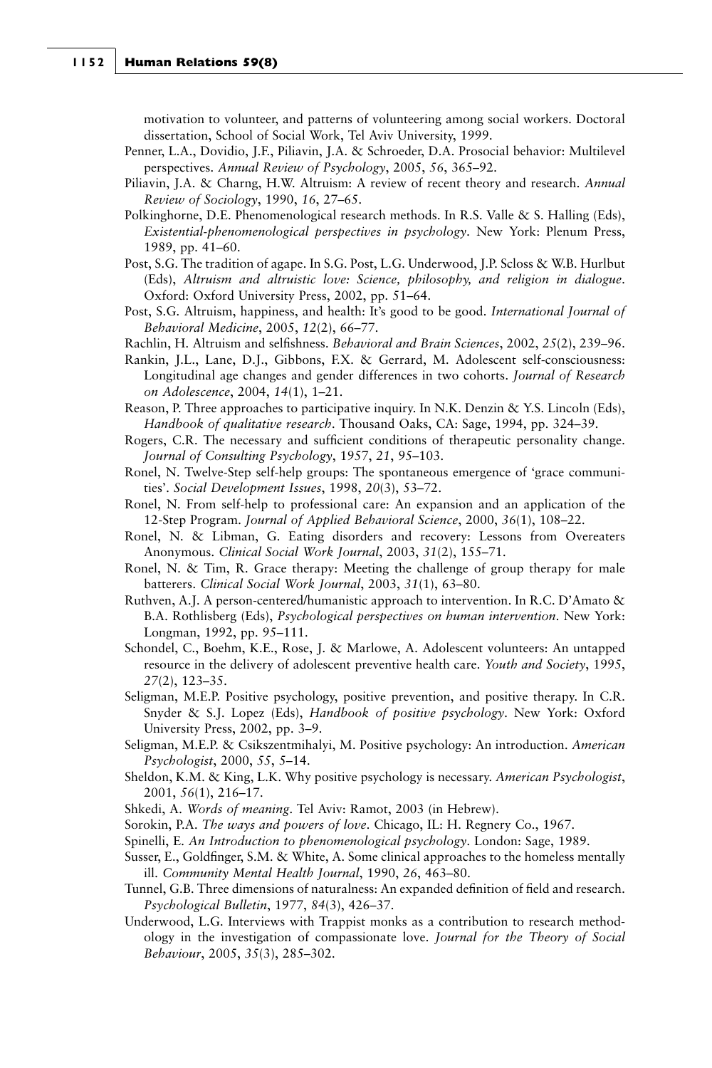motivation to volunteer, and patterns of volunteering among social workers. Doctoral dissertation, School of Social Work, Tel Aviv University, 1999.

Penner, L.A., Dovidio, J.F., Piliavin, J.A. & Schroeder, D.A. Prosocial behavior: Multilevel perspectives. *Annual Review of Psychology*, 2005, *56*, 365–92.

Piliavin, J.A. & Charng, H.W. Altruism: A review of recent theory and research. *Annual Review of Sociology*, 1990, *16*, 27–65.

Polkinghorne, D.E. Phenomenological research methods. In R.S. Valle & S. Halling (Eds), *Existential-phenomenological perspectives in psychology*. New York: Plenum Press, 1989, pp. 41–60.

Post, S.G. The tradition of agape. In S.G. Post, L.G. Underwood, J.P. Scloss & W.B. Hurlbut (Eds), *Altruism and altruistic love: Science, philosophy, and religion in dialogue*. Oxford: Oxford University Press, 2002, pp. 51–64.

Post, S.G. Altruism, happiness, and health: It's good to be good. *International Journal of Behavioral Medicine*, 2005, *12*(2), 66–77.

Rachlin, H. Altruism and selfishness. *Behavioral and Brain Sciences*, 2002, *25*(2), 239–96.

Rankin, J.L., Lane, D.J., Gibbons, F.X. & Gerrard, M. Adolescent self-consciousness: Longitudinal age changes and gender differences in two cohorts. *Journal of Research on Adolescence*, 2004, *14*(1), 1–21.

Reason, P. Three approaches to participative inquiry. In N.K. Denzin & Y.S. Lincoln (Eds), *Handbook of qualitative research*. Thousand Oaks, CA: Sage, 1994, pp. 324–39.

Rogers, C.R. The necessary and sufficient conditions of therapeutic personality change. *Journal of Consulting Psychology*, 1957, *21*, 95–103.

Ronel, N. Twelve-Step self-help groups: The spontaneous emergence of 'grace communities'. *Social Development Issues*, 1998, *20*(3), 53–72.

Ronel, N. From self-help to professional care: An expansion and an application of the 12-Step Program. *Journal of Applied Behavioral Science*, 2000, *36*(1), 108–22.

Ronel, N. & Libman, G. Eating disorders and recovery: Lessons from Overeaters Anonymous. *Clinical Social Work Journal*, 2003, *31*(2), 155–71.

Ronel, N. & Tim, R. Grace therapy: Meeting the challenge of group therapy for male batterers. *Clinical Social Work Journal*, 2003, *31*(1), 63–80.

Ruthven, A.J. A person-centered/humanistic approach to intervention. In R.C. D'Amato & B.A. Rothlisberg (Eds), *Psychological perspectives on human intervention*. New York: Longman, 1992, pp. 95–111.

Schondel, C., Boehm, K.E., Rose, J. & Marlowe, A. Adolescent volunteers: An untapped resource in the delivery of adolescent preventive health care. *Youth and Society*, 1995, *27*(2), 123–35.

Seligman, M.E.P. Positive psychology, positive prevention, and positive therapy. In C.R. Snyder & S.J. Lopez (Eds), *Handbook of positive psychology*. New York: Oxford University Press, 2002, pp. 3–9.

Seligman, M.E.P. & Csikszentmihalyi, M. Positive psychology: An introduction. *American Psychologist*, 2000, *55*, 5–14.

Sheldon, K.M. & King, L.K. Why positive psychology is necessary. *American Psychologist*, 2001, *56*(1), 216–17.

Shkedi, A. *Words of meaning*. Tel Aviv: Ramot, 2003 (in Hebrew).

Sorokin, P.A. *The ways and powers of love*. Chicago, IL: H. Regnery Co., 1967.

Spinelli, E. *An Introduction to phenomenological psychology*. London: Sage, 1989.

Susser, E., Goldfinger, S.M. & White, A. Some clinical approaches to the homeless mentally ill. *Community Mental Health Journal*, 1990, *26*, 463–80.

Tunnel, G.B. Three dimensions of naturalness: An expanded definition of field and research. *Psychological Bulletin*, 1977, *84*(3), 426–37.

Underwood, L.G. Interviews with Trappist monks as a contribution to research methodology in the investigation of compassionate love. *Journal for the Theory of Social Behaviour*, 2005, *35*(3), 285–302.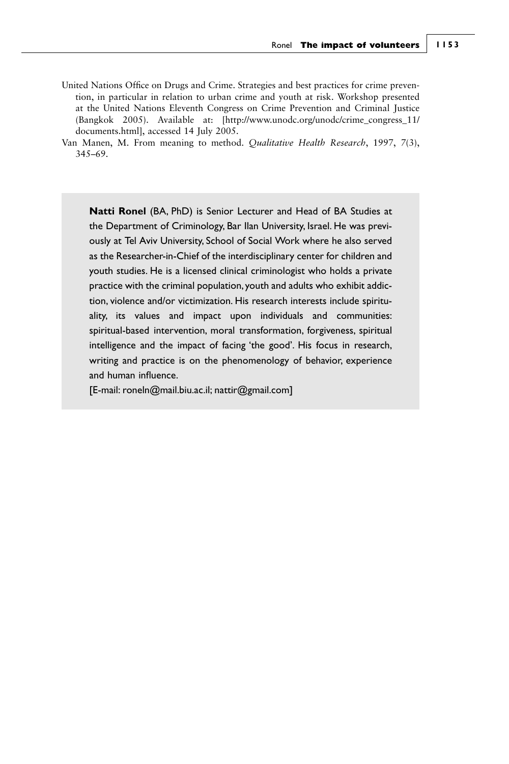United Nations Office on Drugs and Crime. Strategies and best practices for crime prevention, in particular in relation to urban crime and youth at risk. Workshop presented at the United Nations Eleventh Congress on Crime Prevention and Criminal Justice (Bangkok 2005). Available at: [http://www.unodc.org/unodc/crime_congress_11/documents.html], accessed 14 July 2005.

Van Manen, M. From meaning to method. *Qualitative Health Research*, 1997, 7(3), 345–69.

**Natti Ronel** (BA, PhD) is Senior Lecturer and Head of BA Studies at the Department of Criminology, Bar Ilan University, Israel. He was previously at Tel Aviv University, School of Social Work where he also served as the Researcher-in-Chief of the interdisciplinary center for children and youth studies. He is a licensed clinical criminologist who holds a private practice with the criminal population, youth and adults who exhibit addiction, violence and/or victimization. His research interests include spirituality, its values and impact upon individuals and communities: spiritual-based intervention, moral transformation, forgiveness, spiritual intelligence and the impact of facing 'the good'. His focus in research, writing and practice is on the phenomenology of behavior, experience and human influence.

[E-mail: roneln@mail.biu.ac.il; nattir@gmail.com]